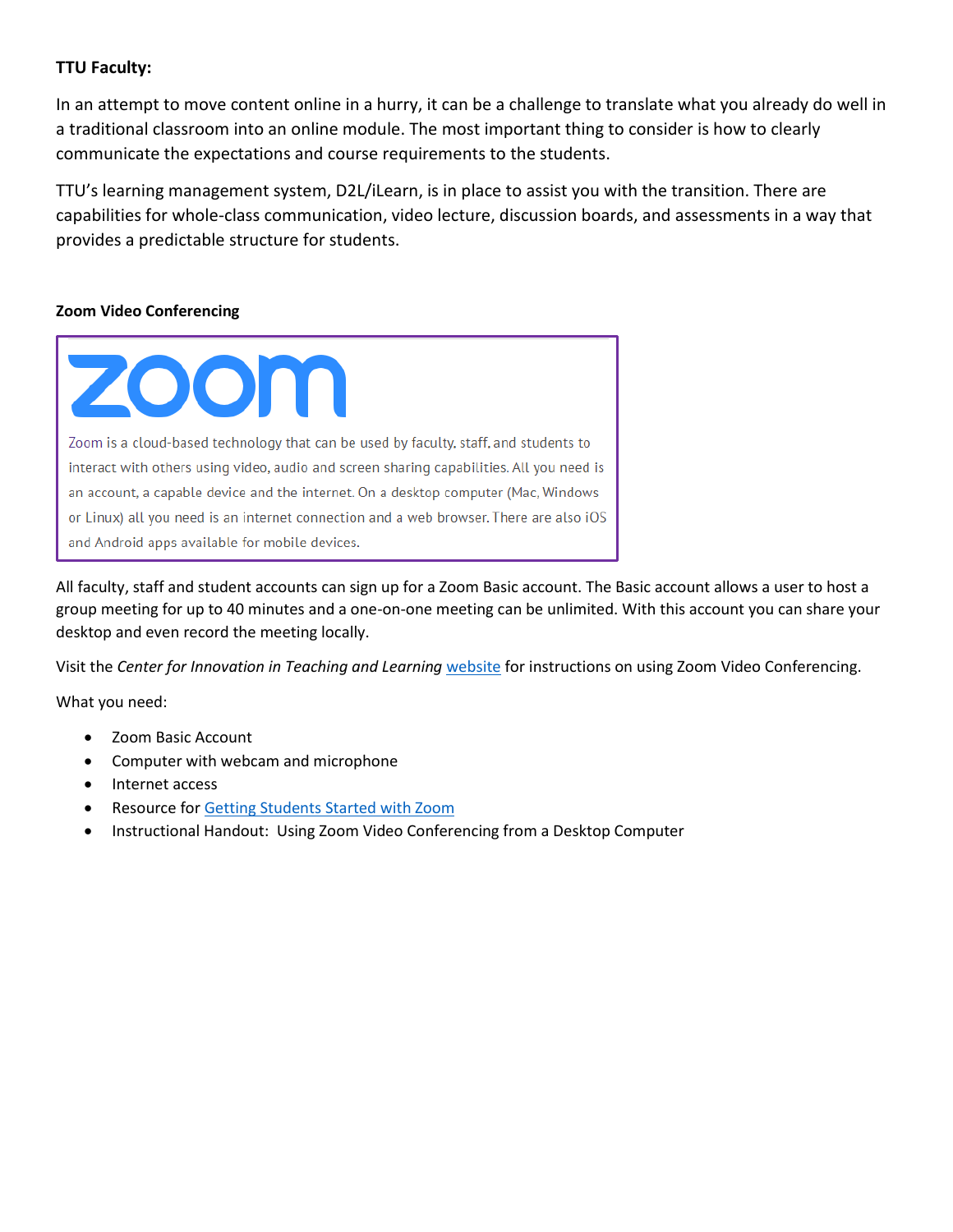**TTU Faculty:**

In an attempt to move content online in a hurry, it can be a challenge to translate what you already do well in a traditional classroom into an online module. The most important thing to consider is how to clearly communicate the expectations and course requirements to the students.

TTU's learning management system, D2L/iLearn, is in place to assist you with the transition. There are capabilities for whole-class communication, video lecture, discussion boards, and assessments in a way that provides a predictable structure for students.

**Zoom Video Conferencing**

zoom

Zoom is a cloud-based technology that can be used by faculty, staff, and students to interact with others using video, audio and screen sharing capabilities. All you need is an account, a capable device and the internet. On a desktop computer (Mac, Windows or Linux) all you need is an internet connection and a web browser. There are also iOS and Android apps available for mobile devices.

All faculty, staff and student accounts can sign up for a Zoom Basic account. The Basic account allows a user to host a group meeting for up to 40 minutes and a one-on-one meeting can be unlimited. With this account you can share your desktop and even record the meeting locally.

Visit the *Center for Innovation in Teaching and Learning* website for instructions on using Zoom Video Conferencing.

What you need:

- Zoom Basic Account
- Computer with webcam and microphone
- Internet access
- Resource for Getting Students Started with Zoom
- Instructional Handout: Using Zoom Video Conferencing from a Desktop Computer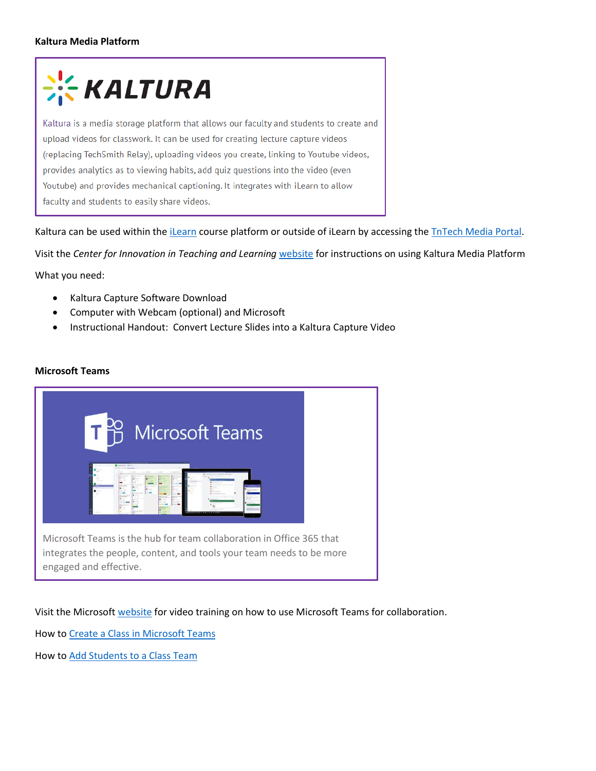**Kaltura Media Platform**

Kaltura is a media storage platform that allows our faculty and students to create and upload videos for classwork. It can be used for creating lecture capture videos (replacing TechSmith Relay), uploading videos you create, linking to Youtube videos, provides analytics as to viewing habits, add quiz questions into the video (even Youtube) and provides mechanical captioning. It integrates with iLearn to allow faculty and students to easily share videos.

Kaltura can be used within the iLearn course platform or outside of iLearn by accessing the TnTech Media Portal.

Visit the *Center for Innovation in Teaching and Learning* website for instructions on using Kaltura Media Platform

What you need:

- Kaltura Capture Software Download
- Computer with Webcam (optional) and Microsoft
- Instructional Handout: Convert Lecture Slides into a Kaltura Capture Video

**Microsoft Teams**

Microsoft Teams is the hub for team collaboration in Office 365 that integrates the people, content, and tools your team needs to be more engaged and effective.

Visit the Microsoft website for video training on how to use Microsoft Teams for collaboration.

How to Create a Class in Microsoft Teams

How to Add Students to a Class Team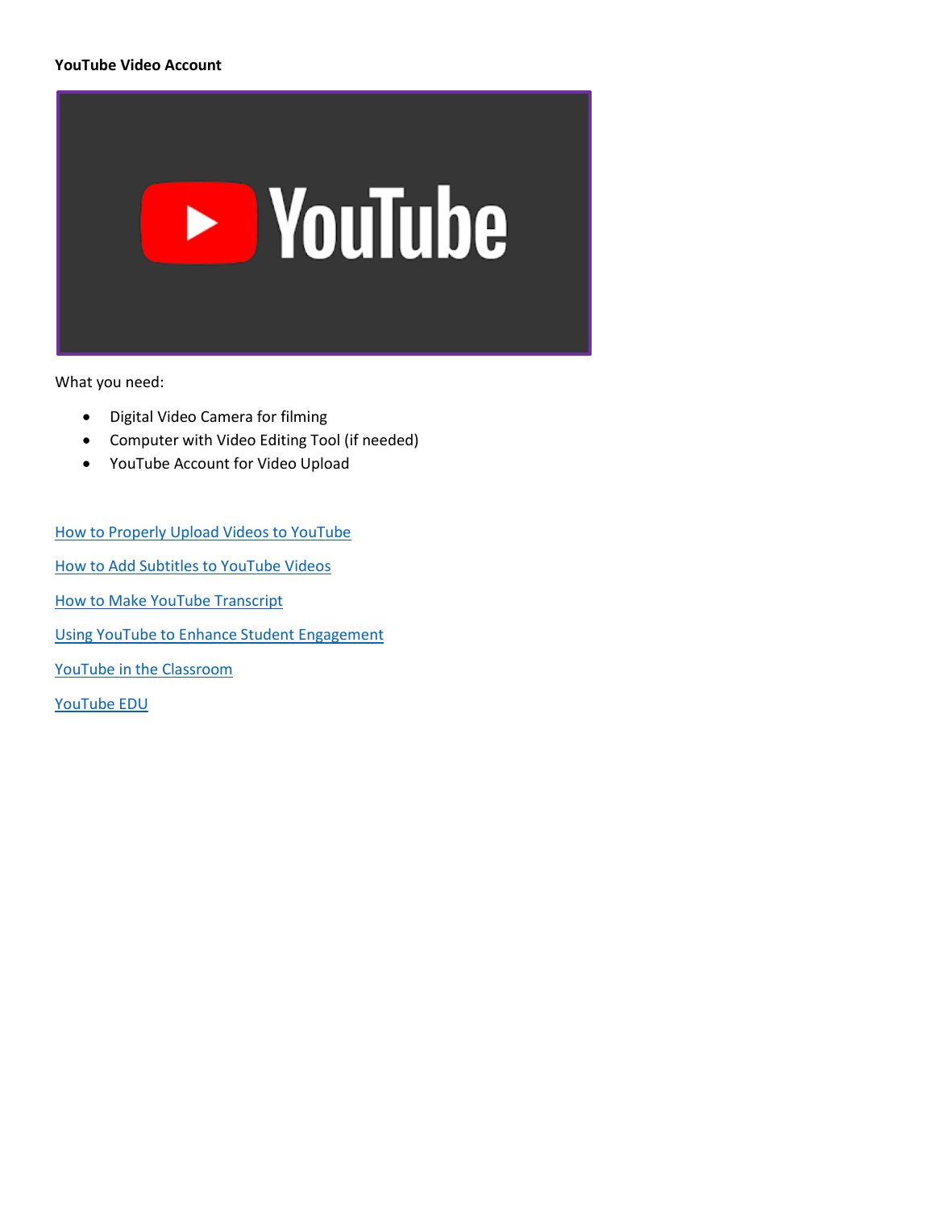**YouTube Video Account**

What you need:

- Digital Video Camera for filming
- Computer with Video Editing Tool (if needed)
- YouTube Account for Video Upload

How to Properly Upload Videos to YouTube

How to Add Subtitles to YouTube Videos

How to Make YouTube Transcript

Using YouTube to Enhance Student Engagement

YouTube in the Classroom

YouTube EDU